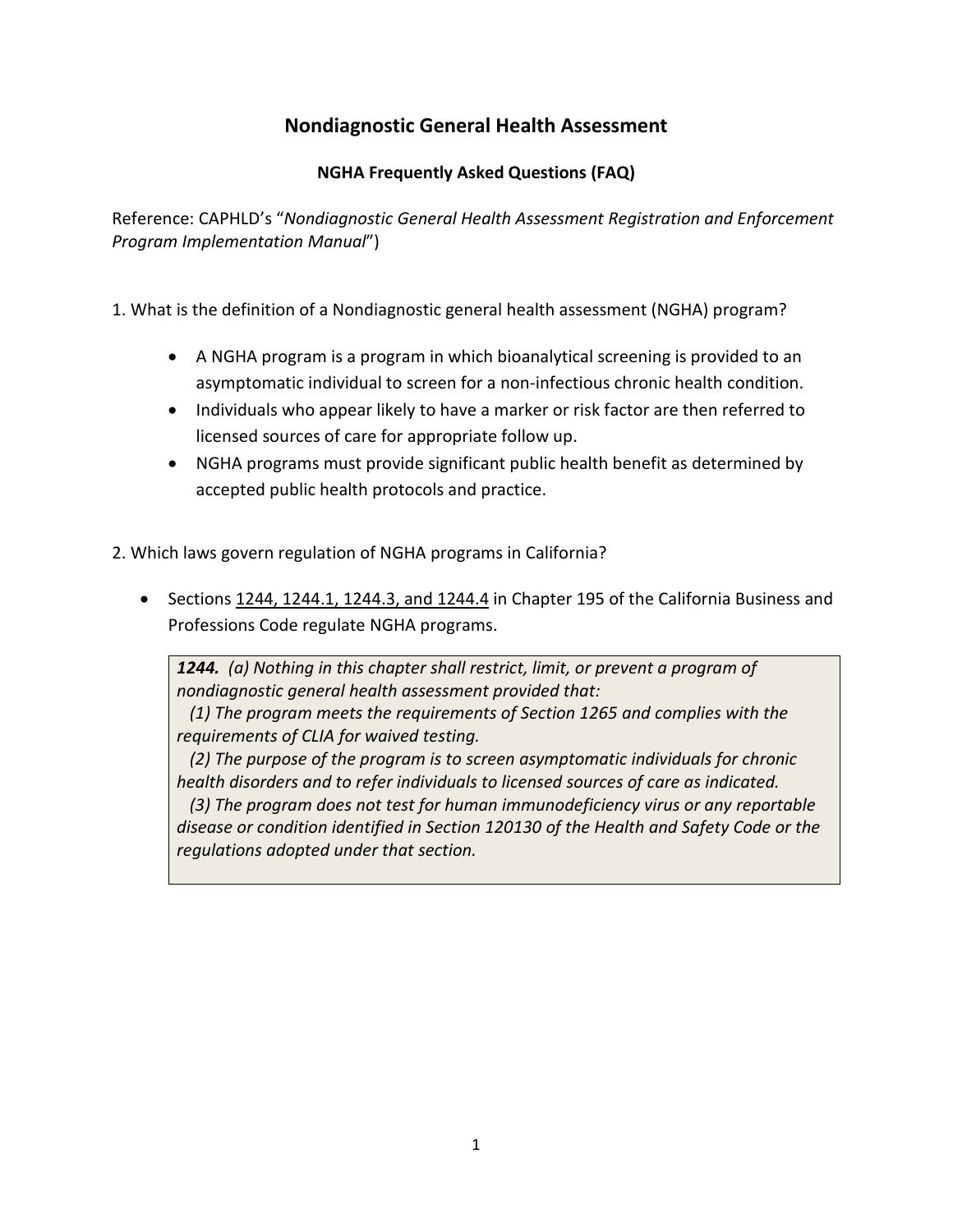# Nondiagnostic General Health Assessment

## NGHA Frequently Asked Questions (FAQ)

Reference: CAPHLD's "*Nondiagnostic General Health Assessment Registration and Enforcement Program Implementation Manual*")

1. What is the definition of a Nondiagnostic general health assessment (NGHA) program?

- A NGHA program is a program in which bioanalytical screening is provided to an asymptomatic individual to screen for a non-infectious chronic health condition.
- Individuals who appear likely to have a marker or risk factor are then referred to licensed sources of care for appropriate follow up.
- NGHA programs must provide significant public health benefit as determined by accepted public health protocols and practice.

2. Which laws govern regulation of NGHA programs in California?

- Sections 1244, 1244.1, 1244.3, and 1244.4 in Chapter 195 of the California Business and Professions Code regulate NGHA programs.

> ***1244.*** *(a) Nothing in this chapter shall restrict, limit, or prevent a program of nondiagnostic general health assessment provided that:*
> *(1) The program meets the requirements of Section 1265 and complies with the requirements of CLIA for waived testing.*
> *(2) The purpose of the program is to screen asymptomatic individuals for chronic health disorders and to refer individuals to licensed sources of care as indicated.*
> *(3) The program does not test for human immunodeficiency virus or any reportable disease or condition identified in Section 120130 of the Health and Safety Code or the regulations adopted under that section.*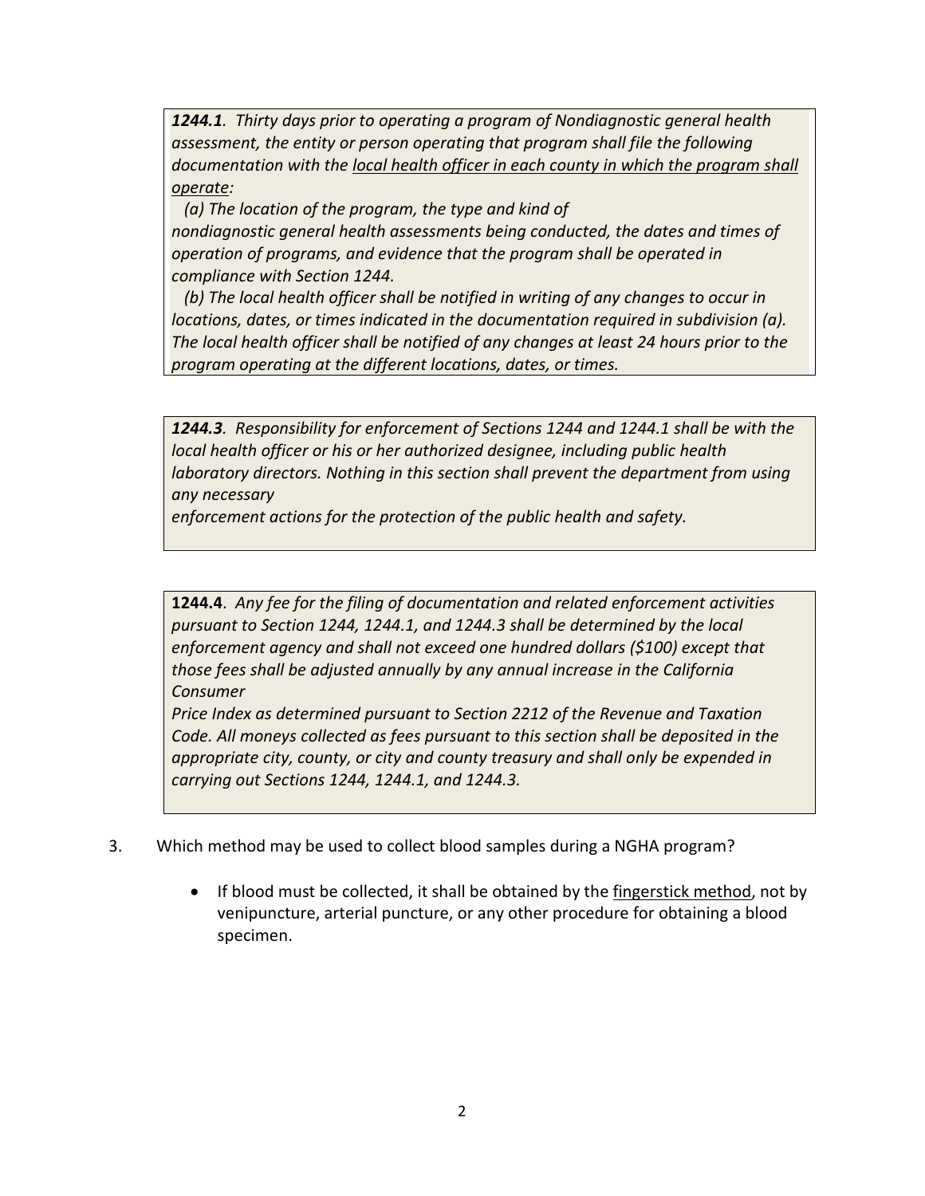***1244.1***. *Thirty days prior to operating a program of Nondiagnostic general health assessment, the entity or person operating that program shall file the following documentation with the <u>local health officer in each county in which the program shall operate</u>:*

*(a) The location of the program, the type and kind of nondiagnostic general health assessments being conducted, the dates and times of operation of programs, and evidence that the program shall be operated in compliance with Section 1244.*

*(b) The local health officer shall be notified in writing of any changes to occur in locations, dates, or times indicated in the documentation required in subdivision (a). The local health officer shall be notified of any changes at least 24 hours prior to the program operating at the different locations, dates, or times.*

***1244.3***. *Responsibility for enforcement of Sections 1244 and 1244.1 shall be with the local health officer or his or her authorized designee, including public health laboratory directors. Nothing in this section shall prevent the department from using any necessary enforcement actions for the protection of the public health and safety.*

**1244.4**. *Any fee for the filing of documentation and related enforcement activities pursuant to Section 1244, 1244.1, and 1244.3 shall be determined by the local enforcement agency and shall not exceed one hundred dollars ($100) except that those fees shall be adjusted annually by any annual increase in the California Consumer Price Index as determined pursuant to Section 2212 of the Revenue and Taxation Code. All moneys collected as fees pursuant to this section shall be deposited in the appropriate city, county, or city and county treasury and shall only be expended in carrying out Sections 1244, 1244.1, and 1244.3.*

3. Which method may be used to collect blood samples during a NGHA program?

   - If blood must be collected, it shall be obtained by the <u>fingerstick method</u>, not by venipuncture, arterial puncture, or any other procedure for obtaining a blood specimen.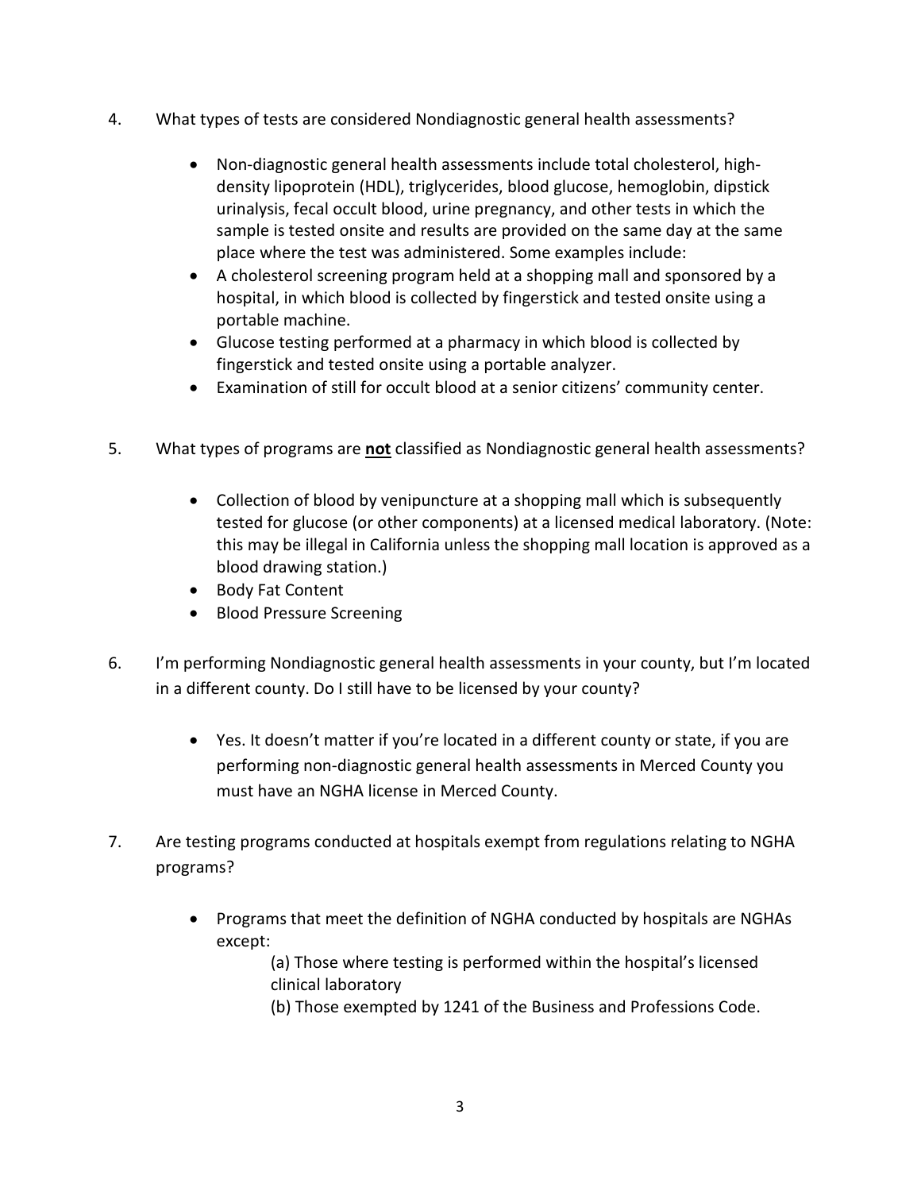4. What types of tests are considered Nondiagnostic general health assessments?

    - Non-diagnostic general health assessments include total cholesterol, high-density lipoprotein (HDL), triglycerides, blood glucose, hemoglobin, dipstick urinalysis, fecal occult blood, urine pregnancy, and other tests in which the sample is tested onsite and results are provided on the same day at the same place where the test was administered. Some examples include:
    - A cholesterol screening program held at a shopping mall and sponsored by a hospital, in which blood is collected by fingerstick and tested onsite using a portable machine.
    - Glucose testing performed at a pharmacy in which blood is collected by fingerstick and tested onsite using a portable analyzer.
    - Examination of still for occult blood at a senior citizens' community center.

5. What types of programs are **not** classified as Nondiagnostic general health assessments?

    - Collection of blood by venipuncture at a shopping mall which is subsequently tested for glucose (or other components) at a licensed medical laboratory. (Note: this may be illegal in California unless the shopping mall location is approved as a blood drawing station.)
    - Body Fat Content
    - Blood Pressure Screening

6. I'm performing Nondiagnostic general health assessments in your county, but I'm located in a different county. Do I still have to be licensed by your county?

    - Yes. It doesn't matter if you're located in a different county or state, if you are performing non-diagnostic general health assessments in Merced County you must have an NGHA license in Merced County.

7. Are testing programs conducted at hospitals exempt from regulations relating to NGHA programs?

    - Programs that meet the definition of NGHA conducted by hospitals are NGHAs except:

        (a) Those where testing is performed within the hospital's licensed clinical laboratory

        (b) Those exempted by 1241 of the Business and Professions Code.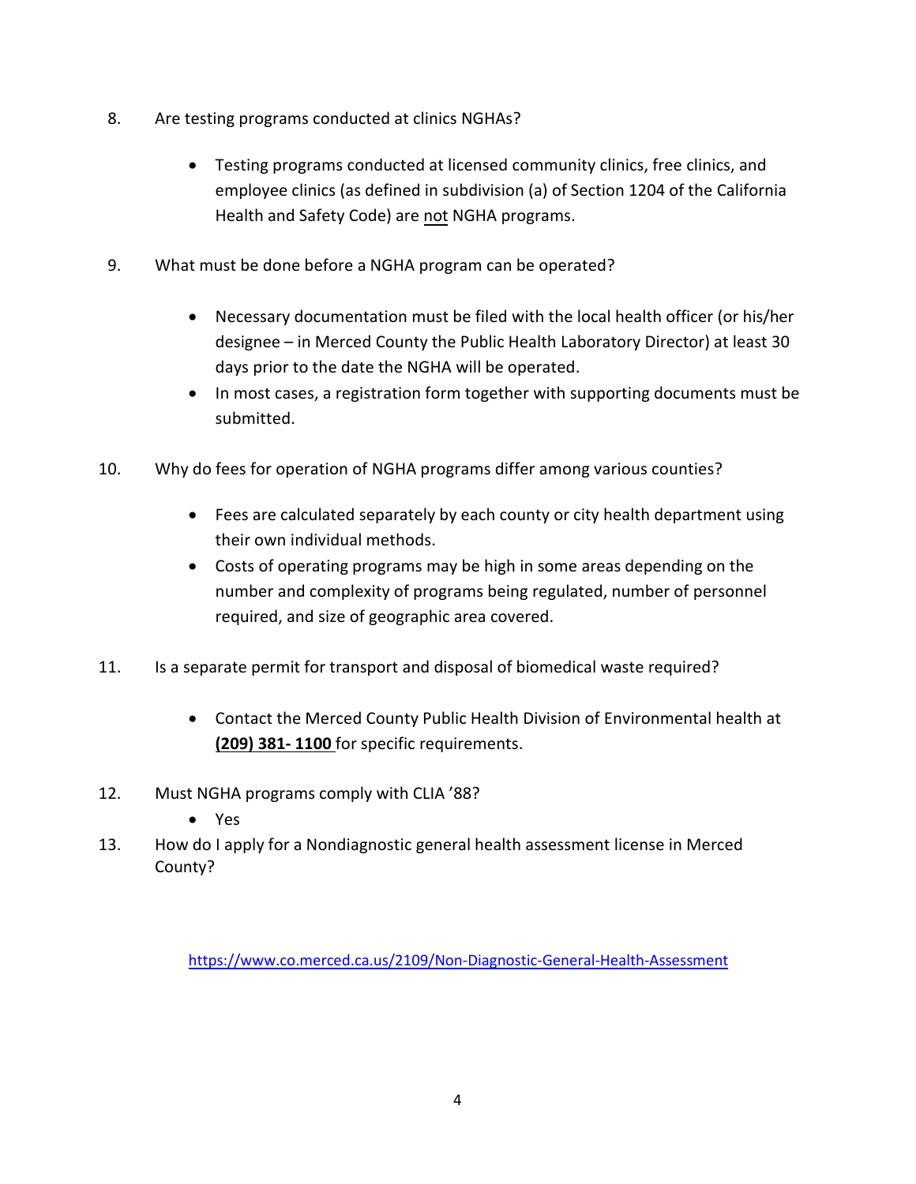8. Are testing programs conducted at clinics NGHAs?

    - Testing programs conducted at licensed community clinics, free clinics, and employee clinics (as defined in subdivision (a) of Section 1204 of the California Health and Safety Code) are <u>not</u> NGHA programs.

9. What must be done before a NGHA program can be operated?

    - Necessary documentation must be filed with the local health officer (or his/her designee – in Merced County the Public Health Laboratory Director) at least 30 days prior to the date the NGHA will be operated.
    - In most cases, a registration form together with supporting documents must be submitted.

10. Why do fees for operation of NGHA programs differ among various counties?

    - Fees are calculated separately by each county or city health department using their own individual methods.
    - Costs of operating programs may be high in some areas depending on the number and complexity of programs being regulated, number of personnel required, and size of geographic area covered.

11. Is a separate permit for transport and disposal of biomedical waste required?

    - Contact the Merced County Public Health Division of Environmental health at **(209) 381- 1100** for specific requirements.

12. Must NGHA programs comply with CLIA '88?

    - Yes

13. How do I apply for a Nondiagnostic general health assessment license in Merced County?

https://www.co.merced.ca.us/2109/Non-Diagnostic-General-Health-Assessment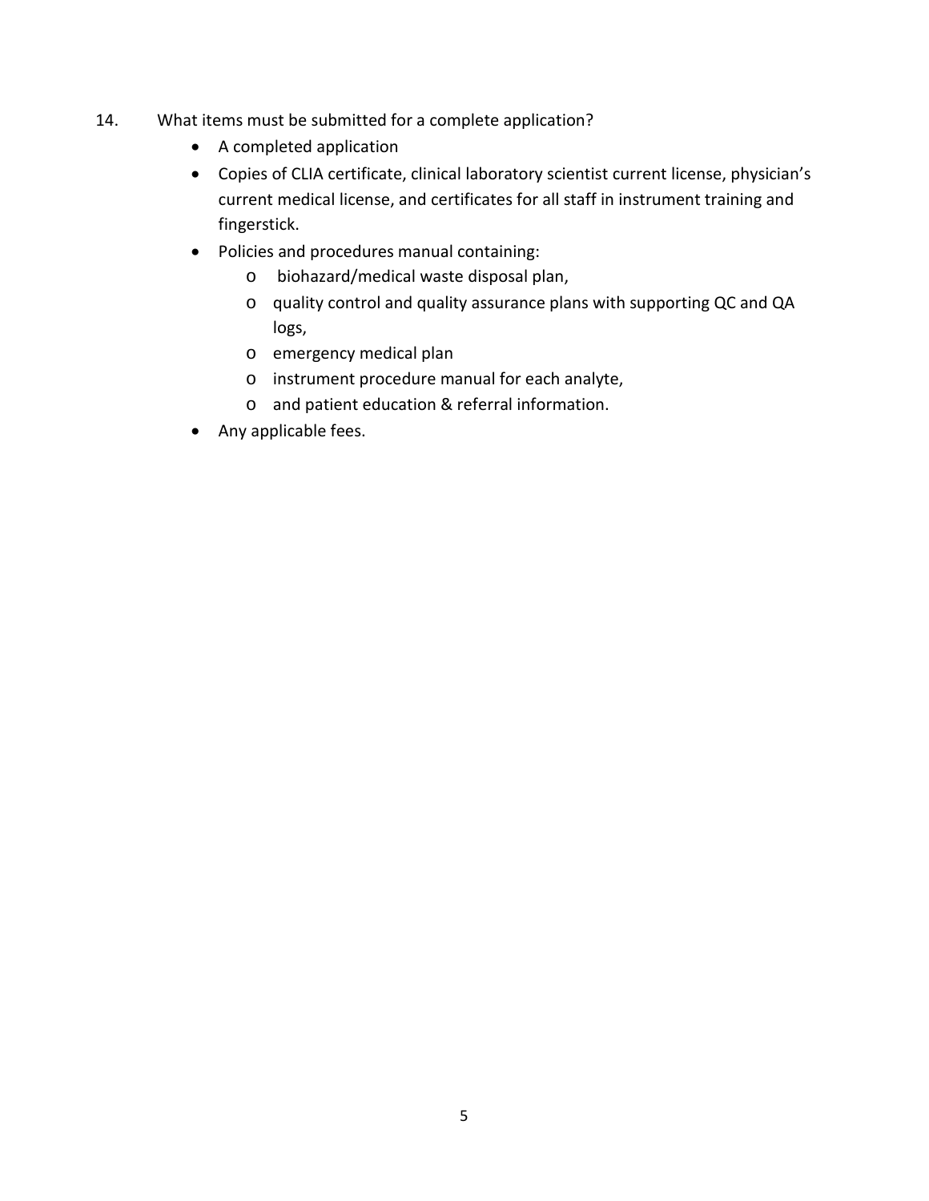14. What items must be submitted for a complete application?

- A completed application
- Copies of CLIA certificate, clinical laboratory scientist current license, physician's current medical license, and certificates for all staff in instrument training and fingerstick.
- Policies and procedures manual containing:
  - biohazard/medical waste disposal plan,
  - quality control and quality assurance plans with supporting QC and QA logs,
  - emergency medical plan
  - instrument procedure manual for each analyte,
  - and patient education & referral information.
- Any applicable fees.